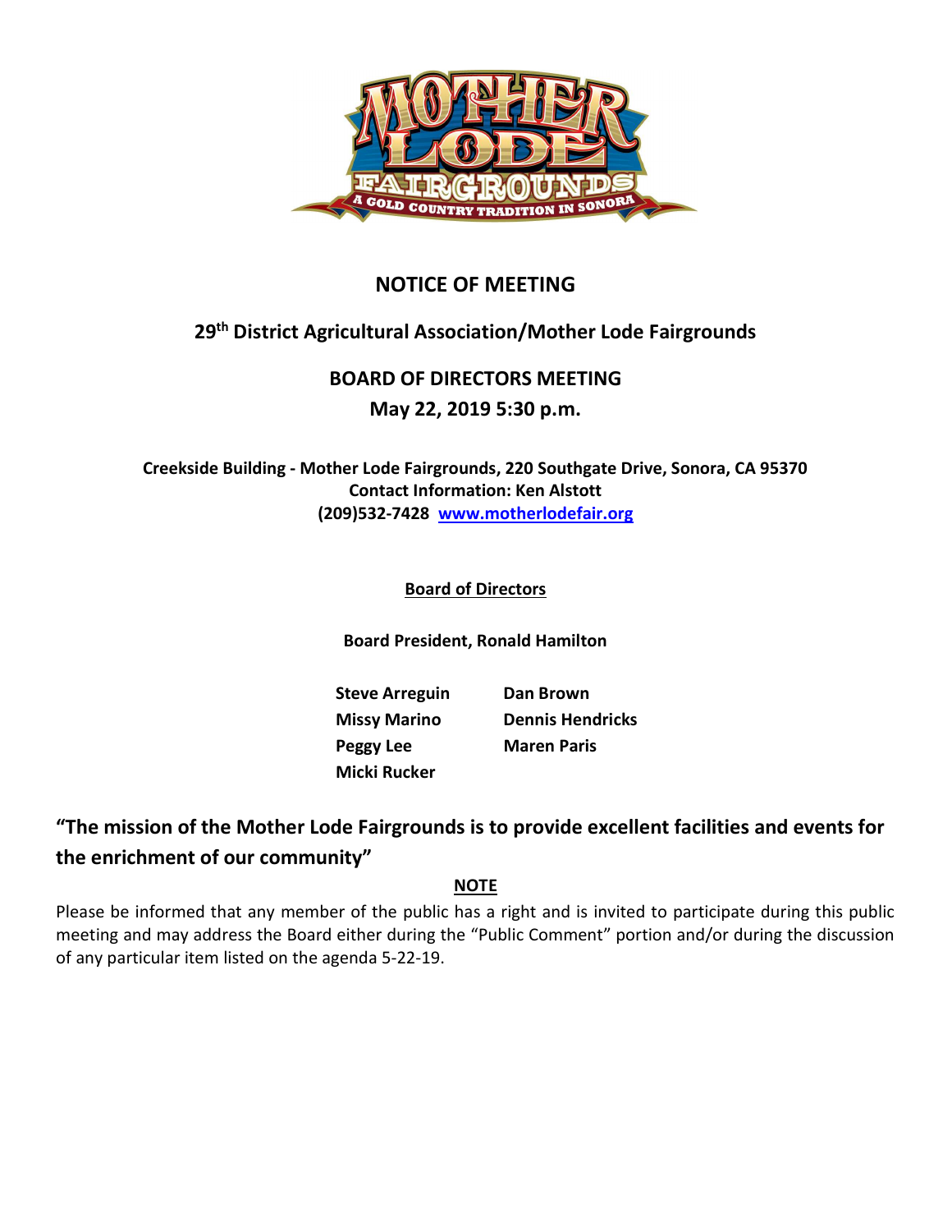# NOTICE OF MEETING

## 29th District Agricultural Association/Mother Lode Fairgrounds

## BOARD OF DIRECTORS MEETING

## May 22, 2019 5:30 p.m.

**Creekside Building - Mother Lode Fairgrounds, 220 Southgate Drive, Sonora, CA 95370**
**Contact Information: Ken Alstott**
**(209)532-7428 www.motherlodefair.org**

**Board of Directors**

**Board President, Ronald Hamilton**

| | |
|---|---|
| **Steve Arreguin** | **Dan Brown** |
| **Missy Marino** | **Dennis Hendricks** |
| **Peggy Lee** | **Maren Paris** |
| **Micki Rucker** | |

**"The mission of the Mother Lode Fairgrounds is to provide excellent facilities and events for the enrichment of our community"**

**NOTE**

Please be informed that any member of the public has a right and is invited to participate during this public meeting and may address the Board either during the "Public Comment" portion and/or during the discussion of any particular item listed on the agenda 5-22-19.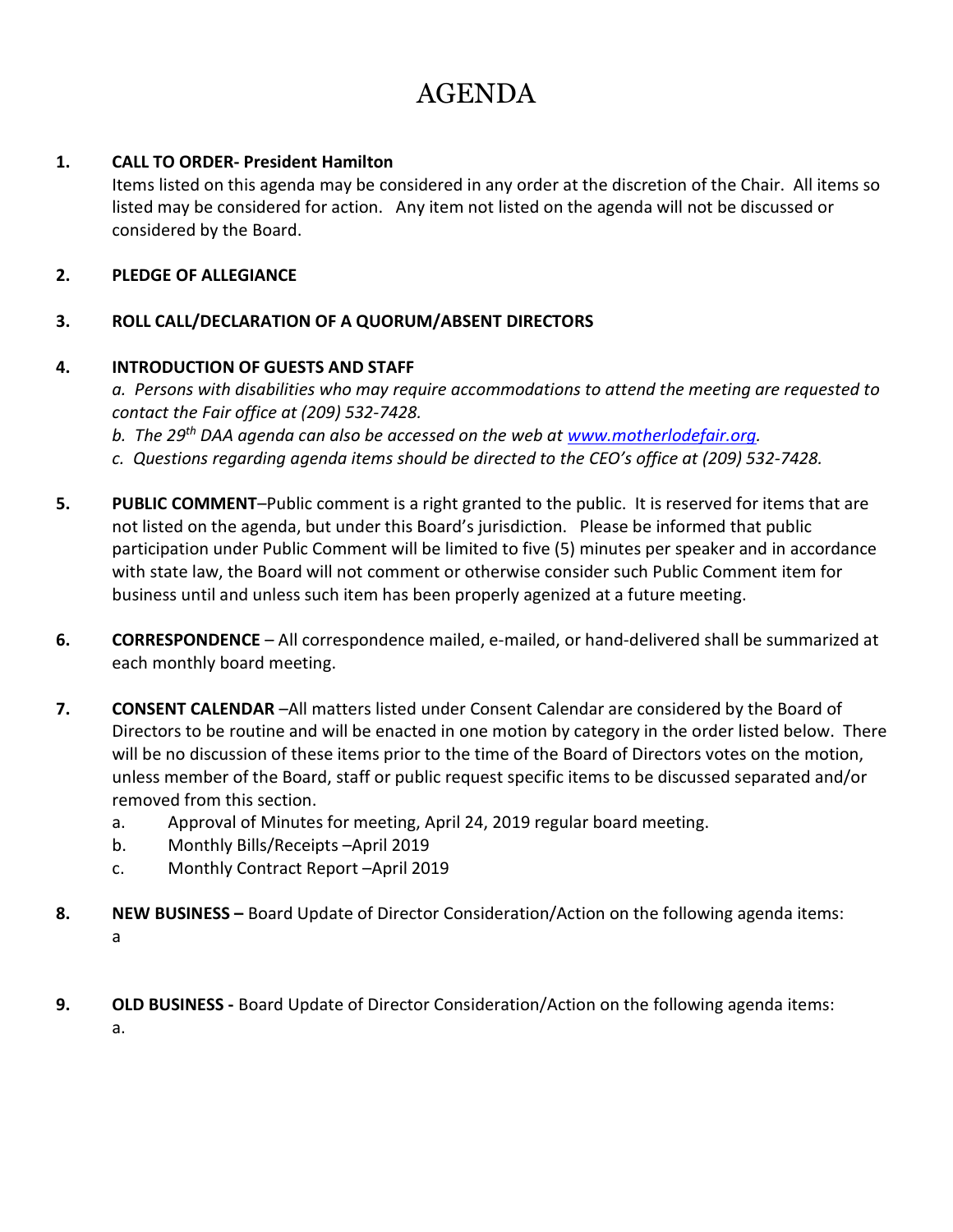# AGENDA

1. **CALL TO ORDER- President Hamilton**
   Items listed on this agenda may be considered in any order at the discretion of the Chair. All items so listed may be considered for action. Any item not listed on the agenda will not be discussed or considered by the Board.

2. **PLEDGE OF ALLEGIANCE**

3. **ROLL CALL/DECLARATION OF A QUORUM/ABSENT DIRECTORS**

4. **INTRODUCTION OF GUESTS AND STAFF**
   *a. Persons with disabilities who may require accommodations to attend the meeting are requested to contact the Fair office at (209) 532-7428.*
   *b. The 29th DAA agenda can also be accessed on the web at [www.motherlodefair.org](www.motherlodefair.org).*
   *c. Questions regarding agenda items should be directed to the CEO's office at (209) 532-7428.*

5. **PUBLIC COMMENT**–Public comment is a right granted to the public. It is reserved for items that are not listed on the agenda, but under this Board's jurisdiction. Please be informed that public participation under Public Comment will be limited to five (5) minutes per speaker and in accordance with state law, the Board will not comment or otherwise consider such Public Comment item for business until and unless such item has been properly agenized at a future meeting.

6. **CORRESPONDENCE** – All correspondence mailed, e-mailed, or hand-delivered shall be summarized at each monthly board meeting.

7. **CONSENT CALENDAR** –All matters listed under Consent Calendar are considered by the Board of Directors to be routine and will be enacted in one motion by category in the order listed below. There will be no discussion of these items prior to the time of the Board of Directors votes on the motion, unless member of the Board, staff or public request specific items to be discussed separated and/or removed from this section.
   a. Approval of Minutes for meeting, April 24, 2019 regular board meeting.
   b. Monthly Bills/Receipts –April 2019
   c. Monthly Contract Report –April 2019

8. **NEW BUSINESS –** Board Update of Director Consideration/Action on the following agenda items:
   a

9. **OLD BUSINESS -** Board Update of Director Consideration/Action on the following agenda items:
   a.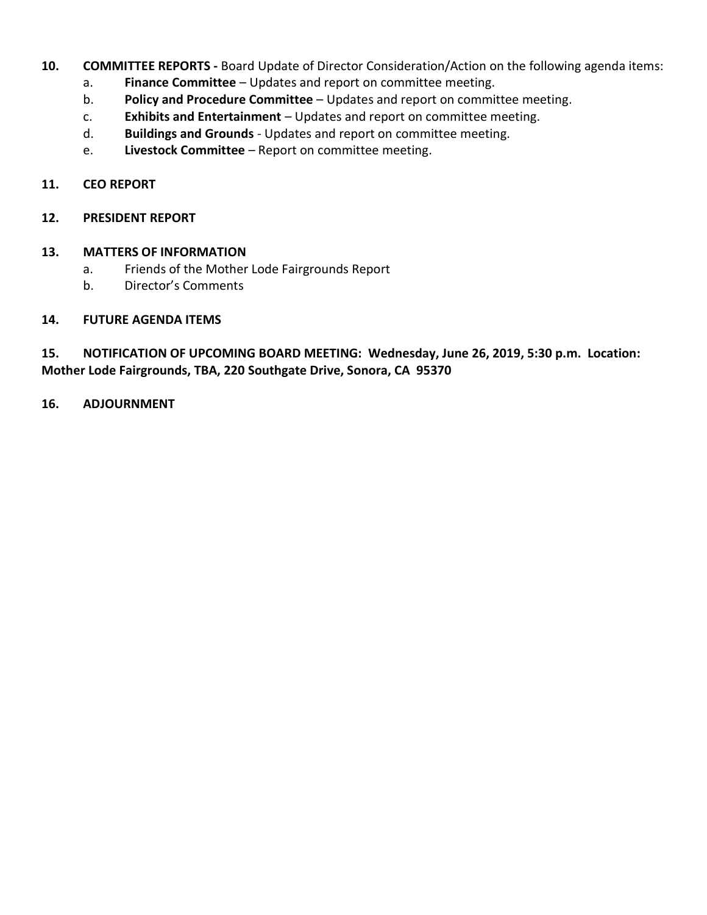**10. COMMITTEE REPORTS -** Board Update of Director Consideration/Action on the following agenda items:

a. **Finance Committee** – Updates and report on committee meeting.

b. **Policy and Procedure Committee** – Updates and report on committee meeting.

c. **Exhibits and Entertainment** – Updates and report on committee meeting.

d. **Buildings and Grounds** - Updates and report on committee meeting.

e. **Livestock Committee** – Report on committee meeting.

**11. CEO REPORT**

**12. PRESIDENT REPORT**

**13. MATTERS OF INFORMATION**

a. Friends of the Mother Lode Fairgrounds Report

b. Director's Comments

**14. FUTURE AGENDA ITEMS**

**15. NOTIFICATION OF UPCOMING BOARD MEETING: Wednesday, June 26, 2019, 5:30 p.m. Location: Mother Lode Fairgrounds, TBA, 220 Southgate Drive, Sonora, CA 95370**

**16. ADJOURNMENT**